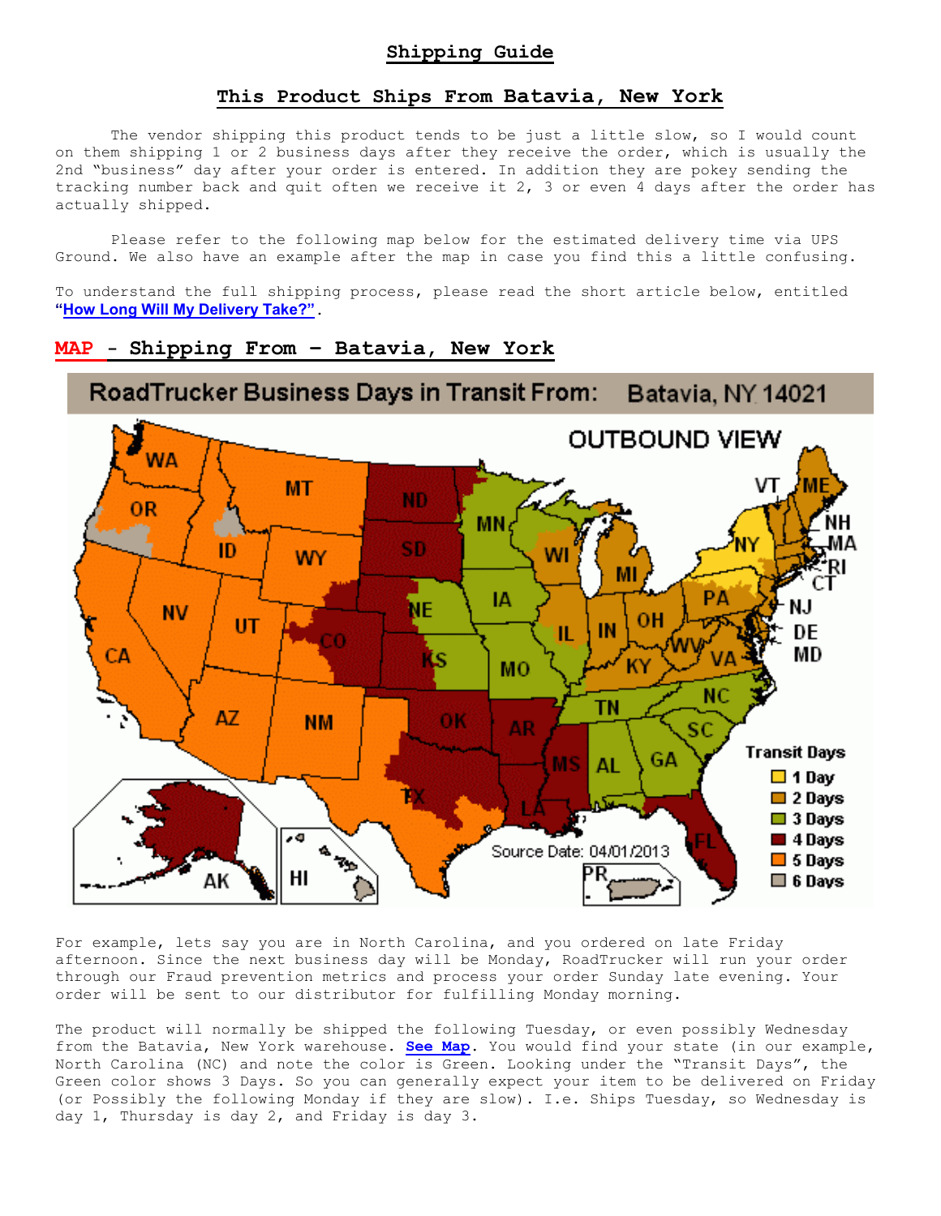# Shipping Guide

## This Product Ships From Batavia, New York

The vendor shipping this product tends to be just a little slow, so I would count on them shipping 1 or 2 business days after they receive the order, which is usually the 2nd "business" day after your order is entered. In addition they are pokey sending the tracking number back and quit often we receive it 2, 3 or even 4 days after the order has actually shipped.

Please refer to the following map below for the estimated delivery time via UPS Ground. We also have an example after the map in case you find this a little confusing.

To understand the full shipping process, please read the short article below, entitled **"How Long Will My Delivery Take?"**.

## MAP - Shipping From - Batavia, New York

For example, lets say you are in North Carolina, and you ordered on late Friday afternoon. Since the next business day will be Monday, RoadTrucker will run your order through our Fraud prevention metrics and process your order Sunday late evening. Your order will be sent to our distributor for fulfilling Monday morning.

The product will normally be shipped the following Tuesday, or even possibly Wednesday from the Batavia, New York warehouse. **See Map**. You would find your state (in our example, North Carolina (NC) and note the color is Green. Looking under the "Transit Days", the Green color shows 3 Days. So you can generally expect your item to be delivered on Friday (or Possibly the following Monday if they are slow). I.e. Ships Tuesday, so Wednesday is day 1, Thursday is day 2, and Friday is day 3.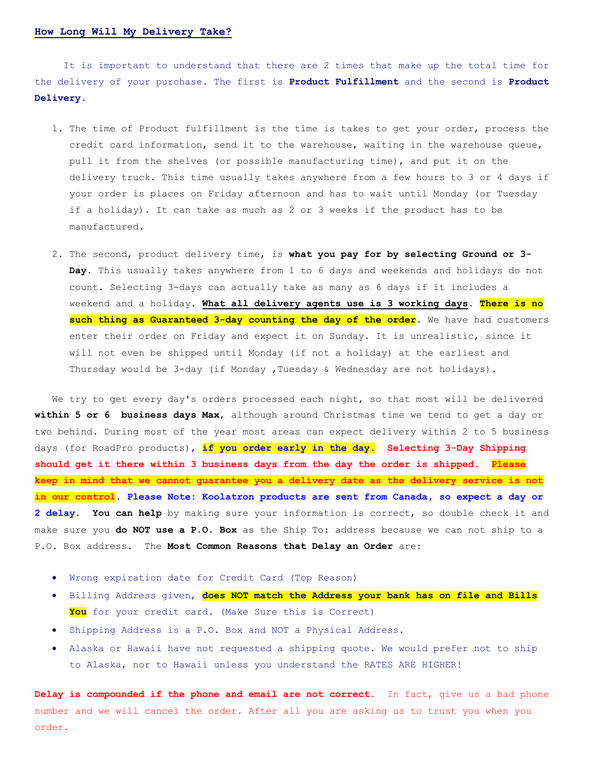## How Long Will My Delivery Take?

It is important to understand that there are 2 times that make up the total time for the delivery of your purchase. The first is **Product Fulfillment** and the second is **Product Delivery**.

1. The time of Product fulfillment is the time is takes to get your order, process the credit card information, send it to the warehouse, waiting in the warehouse queue, pull it from the shelves (or possible manufacturing time), and put it on the delivery truck. This time usually takes anywhere from a few hours to 3 or 4 days if your order is places on Friday afternoon and has to wait until Monday (or Tuesday if a holiday). It can take as much as 2 or 3 weeks if the product has to be manufactured.

2. The second, product delivery time, is **what you pay for by selecting Ground or 3-Day**. This usually takes anywhere from 1 to 6 days and weekends and holidays do not count. Selecting 3-days can actually take as many as 6 days if it includes a weekend and a holiday. **What all delivery agents use is 3 working days**. **There is no such thing as Guaranteed 3-day counting the day of the order**. We have had customers enter their order on Friday and expect it on Sunday. It is unrealistic, since it will not even be shipped until Monday (if not a holiday) at the earliest and Thursday would be 3-day (if Monday ,Tuesday & Wednesday are not holidays).

We try to get every day's orders processed each night, so that most will be delivered **within 5 or 6 business days Max**, although around Christmas time we tend to get a day or two behind. During most of the year most areas can expect delivery within 2 to 5 business days (for RoadPro products), **if you order early in the day.** **Selecting 3-Day Shipping should get it there within 3 business days from the day the order is shipped.** **Please keep in mind that we cannot guarantee you a delivery date as the delivery service is not in our control**. **Please Note: Koolatron products are sent from Canada, so expect a day or 2 delay.** **You can help** by making sure your information is correct, so double check it and make sure you **do NOT use a P.O. Box** as the Ship To: address because we can not ship to a P.O. Box address. The **Most Common Reasons that Delay an Order** are:

- Wrong expiration date for Credit Card (Top Reason)
- Billing Address given, **does NOT match the Address your bank has on file and Bills You** for your credit card. (Make Sure this is Correct)
- Shipping Address is a P.O. Box and NOT a Physical Address.
- Alaska or Hawaii have not requested a shipping quote. We would prefer not to ship to Alaska, nor to Hawaii unless you understand the RATES ARE HIGHER!

**Delay is compounded if the phone and email are not correct.** In fact, give us a bad phone number and we will cancel the order. After all you are asking us to trust you when you order.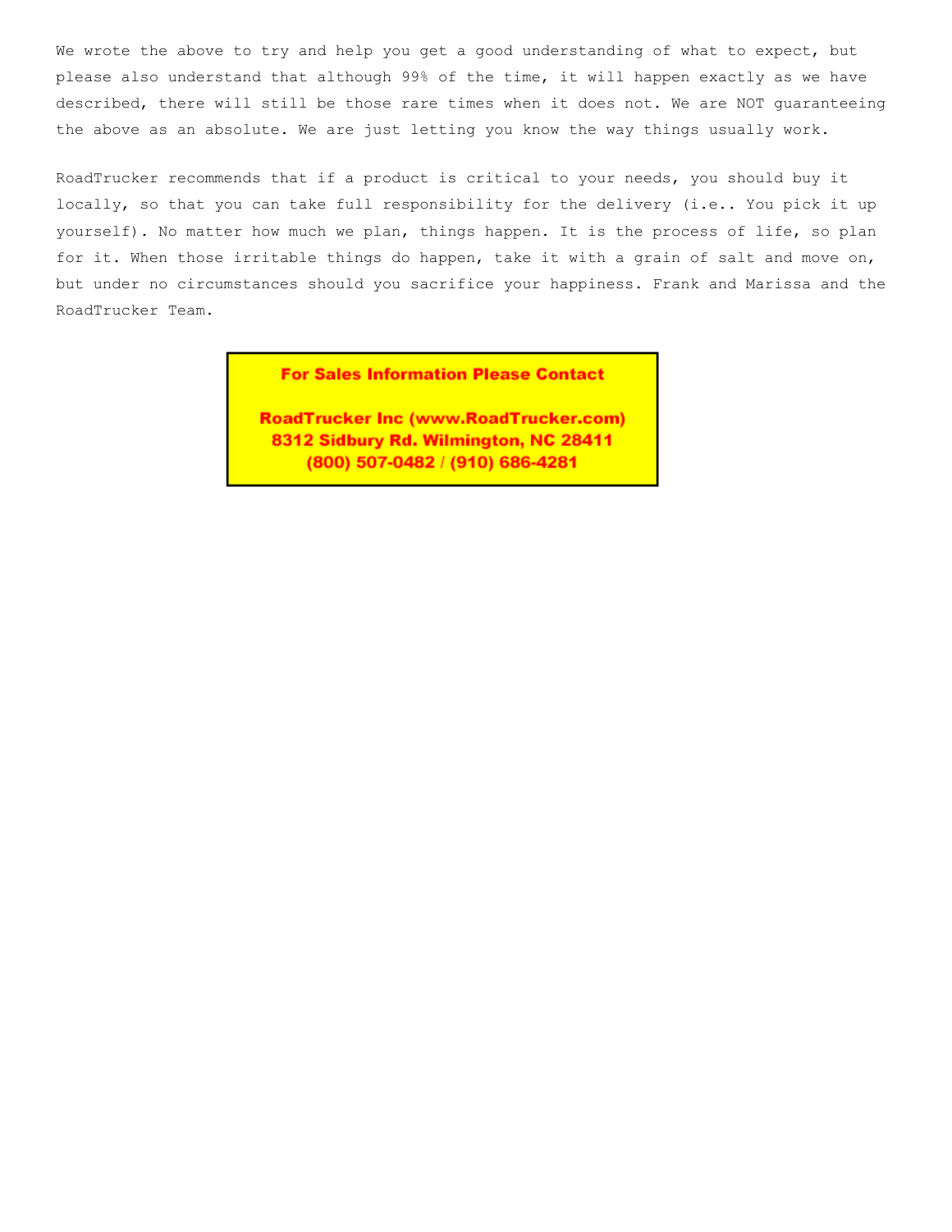We wrote the above to try and help you get a good understanding of what to expect, but please also understand that although 99% of the time, it will happen exactly as we have described, there will still be those rare times when it does not. We are NOT guaranteeing the above as an absolute. We are just letting you know the way things usually work.

RoadTrucker recommends that if a product is critical to your needs, you should buy it locally, so that you can take full responsibility for the delivery (i.e.. You pick it up yourself). No matter how much we plan, things happen. It is the process of life, so plan for it. When those irritable things do happen, take it with a grain of salt and move on, but under no circumstances should you sacrifice your happiness. Frank and Marissa and the RoadTrucker Team.

**For Sales Information Please Contact**

**RoadTrucker Inc (www.RoadTrucker.com)**
**8312 Sidbury Rd. Wilmington, NC 28411**
**(800) 507-0482 / (910) 686-4281**